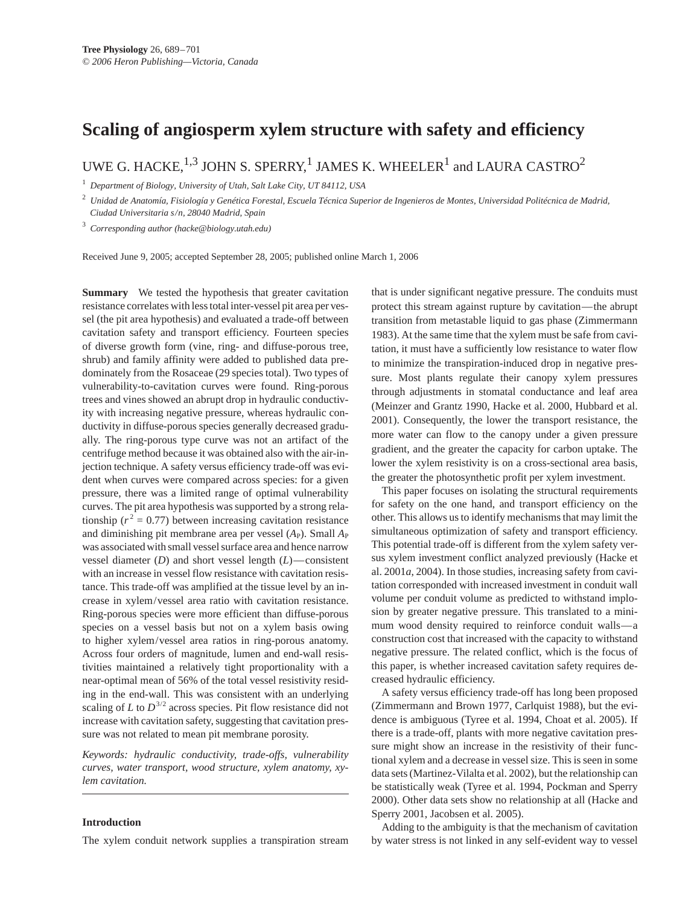# Scaling of angiosperm xylem structure with safety and efficiency

UWE G. HACKE,[1,3] JOHN S. SPERRY,[1] JAMES K. WHEELER[1] and LAURA CASTRO[2]

[1] *Department of Biology, University of Utah, Salt Lake City, UT 84112, USA*

[2] *Unidad de Anatomía, Fisiología y Genética Forestal, Escuela Técnica Superior de Ingenieros de Montes, Universidad Politécnica de Madrid, Ciudad Universitaria s/n, 28040 Madrid, Spain*

[3] *Corresponding author (hacke@biology.utah.edu)*

Received June 9, 2005; accepted September 28, 2005; published online March 1, 2006

**Summary** We tested the hypothesis that greater cavitation resistance correlates with less total inter-vessel pit area per vessel (the pit area hypothesis) and evaluated a trade-off between cavitation safety and transport efficiency. Fourteen species of diverse growth form (vine, ring- and diffuse-porous tree, shrub) and family affinity were added to published data predominately from the Rosaceae (29 species total). Two types of vulnerability-to-cavitation curves were found. Ring-porous trees and vines showed an abrupt drop in hydraulic conductivity with increasing negative pressure, whereas hydraulic conductivity in diffuse-porous species generally decreased gradually. The ring-porous type curve was not an artifact of the centrifuge method because it was obtained also with the air-injection technique. A safety versus efficiency trade-off was evident when curves were compared across species: for a given pressure, there was a limited range of optimal vulnerability curves. The pit area hypothesis was supported by a strong relationship ($r^2 = 0.77$) between increasing cavitation resistance and diminishing pit membrane area per vessel ($A_P$). Small $A_P$ was associated with small vessel surface area and hence narrow vessel diameter ($D$) and short vessel length ($L$)—consistent with an increase in vessel flow resistance with cavitation resistance. This trade-off was amplified at the tissue level by an increase in xylem/vessel area ratio with cavitation resistance. Ring-porous species were more efficient than diffuse-porous species on a vessel basis but not on a xylem basis owing to higher xylem/vessel area ratios in ring-porous anatomy. Across four orders of magnitude, lumen and end-wall resistivities maintained a relatively tight proportionality with a near-optimal mean of 56% of the total vessel resistivity residing in the end-wall. This was consistent with an underlying scaling of $L$ to $D^{3/2}$ across species. Pit flow resistance did not increase with cavitation safety, suggesting that cavitation pressure was not related to mean pit membrane porosity.

*Keywords: hydraulic conductivity, trade-offs, vulnerability curves, water transport, wood structure, xylem anatomy, xylem cavitation.*

## Introduction

The xylem conduit network supplies a transpiration stream that is under significant negative pressure. The conduits must protect this stream against rupture by cavitation—the abrupt transition from metastable liquid to gas phase (Zimmermann 1983). At the same time that the xylem must be safe from cavitation, it must have a sufficiently low resistance to water flow to minimize the transpiration-induced drop in negative pressure. Most plants regulate their canopy xylem pressures through adjustments in stomatal conductance and leaf area (Meinzer and Grantz 1990, Hacke et al. 2000, Hubbard et al. 2001). Consequently, the lower the transport resistance, the more water can flow to the canopy under a given pressure gradient, and the greater the capacity for carbon uptake. The lower the xylem resistivity is on a cross-sectional area basis, the greater the photosynthetic profit per xylem investment.

This paper focuses on isolating the structural requirements for safety on the one hand, and transport efficiency on the other. This allows us to identify mechanisms that may limit the simultaneous optimization of safety and transport efficiency. This potential trade-off is different from the xylem safety versus xylem investment conflict analyzed previously (Hacke et al. 2001*a*, 2004). In those studies, increasing safety from cavitation corresponded with increased investment in conduit wall volume per conduit volume as predicted to withstand implosion by greater negative pressure. This translated to a minimum wood density required to reinforce conduit walls—a construction cost that increased with the capacity to withstand negative pressure. The related conflict, which is the focus of this paper, is whether increased cavitation safety requires decreased hydraulic efficiency.

A safety versus efficiency trade-off has long been proposed (Zimmermann and Brown 1977, Carlquist 1988), but the evidence is ambiguous (Tyree et al. 1994, Choat et al. 2005). If there is a trade-off, plants with more negative cavitation pressure might show an increase in the resistivity of their functional xylem and a decrease in vessel size. This is seen in some data sets (Martinez-Vilalta et al. 2002), but the relationship can be statistically weak (Tyree et al. 1994, Pockman and Sperry 2000). Other data sets show no relationship at all (Hacke and Sperry 2001, Jacobsen et al. 2005).

Adding to the ambiguity is that the mechanism of cavitation by water stress is not linked in any self-evident way to vessel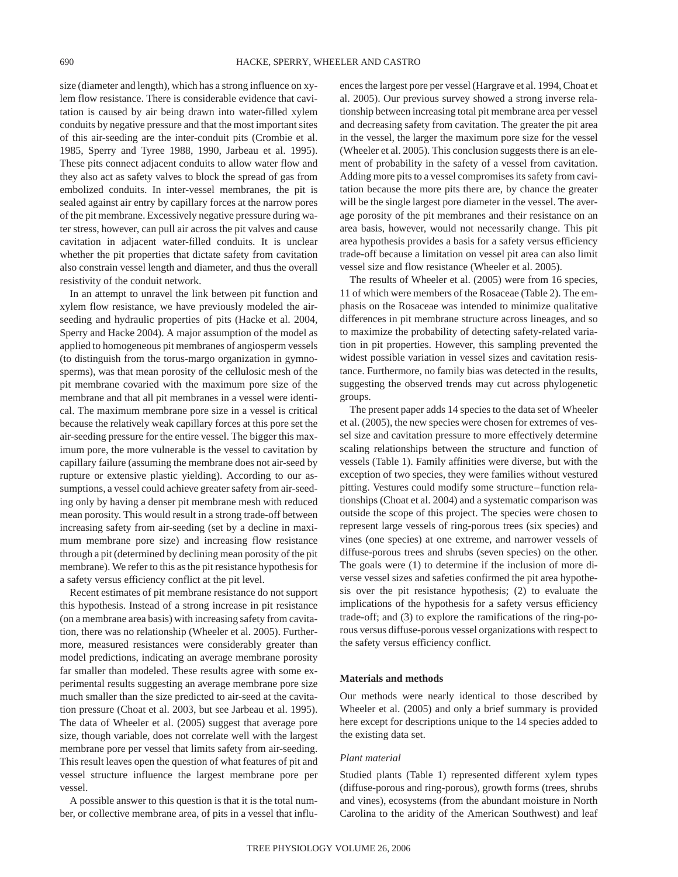size (diameter and length), which has a strong influence on xylem flow resistance. There is considerable evidence that cavitation is caused by air being drawn into water-filled xylem conduits by negative pressure and that the most important sites of this air-seeding are the inter-conduit pits (Crombie et al. 1985, Sperry and Tyree 1988, 1990, Jarbeau et al. 1995). These pits connect adjacent conduits to allow water flow and they also act as safety valves to block the spread of gas from embolized conduits. In inter-vessel membranes, the pit is sealed against air entry by capillary forces at the narrow pores of the pit membrane. Excessively negative pressure during water stress, however, can pull air across the pit valves and cause cavitation in adjacent water-filled conduits. It is unclear whether the pit properties that dictate safety from cavitation also constrain vessel length and diameter, and thus the overall resistivity of the conduit network.

In an attempt to unravel the link between pit function and xylem flow resistance, we have previously modeled the air-seeding and hydraulic properties of pits (Hacke et al. 2004, Sperry and Hacke 2004). A major assumption of the model as applied to homogeneous pit membranes of angiosperm vessels (to distinguish from the torus-margo organization in gymnosperms), was that mean porosity of the cellulosic mesh of the pit membrane covaried with the maximum pore size of the membrane and that all pit membranes in a vessel were identical. The maximum membrane pore size in a vessel is critical because the relatively weak capillary forces at this pore set the air-seeding pressure for the entire vessel. The bigger this maximum pore, the more vulnerable is the vessel to cavitation by capillary failure (assuming the membrane does not air-seed by rupture or extensive plastic yielding). According to our assumptions, a vessel could achieve greater safety from air-seeding only by having a denser pit membrane mesh with reduced mean porosity. This would result in a strong trade-off between increasing safety from air-seeding (set by a decline in maximum membrane pore size) and increasing flow resistance through a pit (determined by declining mean porosity of the pit membrane). We refer to this as the pit resistance hypothesis for a safety versus efficiency conflict at the pit level.

Recent estimates of pit membrane resistance do not support this hypothesis. Instead of a strong increase in pit resistance (on a membrane area basis) with increasing safety from cavitation, there was no relationship (Wheeler et al. 2005). Furthermore, measured resistances were considerably greater than model predictions, indicating an average membrane porosity far smaller than modeled. These results agree with some experimental results suggesting an average membrane pore size much smaller than the size predicted to air-seed at the cavitation pressure (Choat et al. 2003, but see Jarbeau et al. 1995). The data of Wheeler et al. (2005) suggest that average pore size, though variable, does not correlate well with the largest membrane pore per vessel that limits safety from air-seeding. This result leaves open the question of what features of pit and vessel structure influence the largest membrane pore per vessel.

A possible answer to this question is that it is the total number, or collective membrane area, of pits in a vessel that influences the largest pore per vessel (Hargrave et al. 1994, Choat et al. 2005). Our previous survey showed a strong inverse relationship between increasing total pit membrane area per vessel and decreasing safety from cavitation. The greater the pit area in the vessel, the larger the maximum pore size for the vessel (Wheeler et al. 2005). This conclusion suggests there is an element of probability in the safety of a vessel from cavitation. Adding more pits to a vessel compromises its safety from cavitation because the more pits there are, by chance the greater will be the single largest pore diameter in the vessel. The average porosity of the pit membranes and their resistance on an area basis, however, would not necessarily change. This pit area hypothesis provides a basis for a safety versus efficiency trade-off because a limitation on vessel pit area can also limit vessel size and flow resistance (Wheeler et al. 2005).

The results of Wheeler et al. (2005) were from 16 species, 11 of which were members of the Rosaceae (Table 2). The emphasis on the Rosaceae was intended to minimize qualitative differences in pit membrane structure across lineages, and so to maximize the probability of detecting safety-related variation in pit properties. However, this sampling prevented the widest possible variation in vessel sizes and cavitation resistance. Furthermore, no family bias was detected in the results, suggesting the observed trends may cut across phylogenetic groups.

The present paper adds 14 species to the data set of Wheeler et al. (2005), the new species were chosen for extremes of vessel size and cavitation pressure to more effectively determine scaling relationships between the structure and function of vessels (Table 1). Family affinities were diverse, but with the exception of two species, they were families without vestured pitting. Vestures could modify some structure–function relationships (Choat et al. 2004) and a systematic comparison was outside the scope of this project. The species were chosen to represent large vessels of ring-porous trees (six species) and vines (one species) at one extreme, and narrower vessels of diffuse-porous trees and shrubs (seven species) on the other. The goals were (1) to determine if the inclusion of more diverse vessel sizes and safeties confirmed the pit area hypothesis over the pit resistance hypothesis; (2) to evaluate the implications of the hypothesis for a safety versus efficiency trade-off; and (3) to explore the ramifications of the ring-porous versus diffuse-porous vessel organizations with respect to the safety versus efficiency conflict.

## Materials and methods

Our methods were nearly identical to those described by Wheeler et al. (2005) and only a brief summary is provided here except for descriptions unique to the 14 species added to the existing data set.

### *Plant material*

Studied plants (Table 1) represented different xylem types (diffuse-porous and ring-porous), growth forms (trees, shrubs and vines), ecosystems (from the abundant moisture in North Carolina to the aridity of the American Southwest) and leaf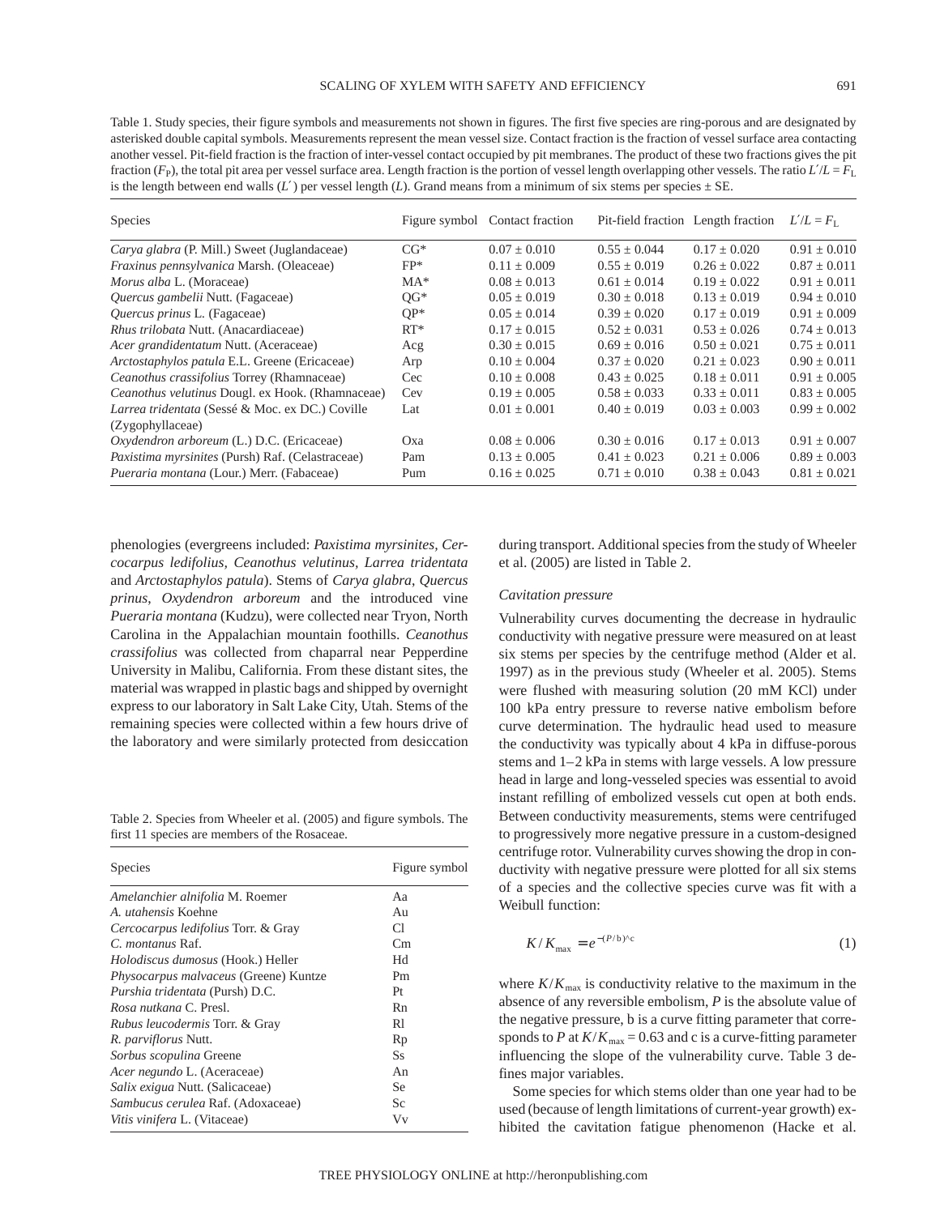Table 1. Study species, their figure symbols and measurements not shown in figures. The first five species are ring-porous and are designated by asterisked double capital symbols. Measurements represent the mean vessel size. Contact fraction is the fraction of vessel surface area contacting another vessel. Pit-field fraction is the fraction of inter-vessel contact occupied by pit membranes. The product of these two fractions gives the pit fraction ($F_P$), the total pit area per vessel surface area. Length fraction is the portion of vessel length overlapping other vessels. The ratio $L'/L = F_L$ is the length between end walls ($L'$) per vessel length ($L$). Grand means from a minimum of six stems per species ± SE.

| Species | Figure symbol | Contact fraction | Pit-field fraction | Length fraction | $L'/L = F_L$ |
|---|---|---|---|---|---|
| *Carya glabra* (P. Mill.) Sweet (Juglandaceae) | CG* | 0.07 ± 0.010 | 0.55 ± 0.044 | 0.17 ± 0.020 | 0.91 ± 0.010 |
| *Fraxinus pennsylvanica* Marsh. (Oleaceae) | FP* | 0.11 ± 0.009 | 0.55 ± 0.019 | 0.26 ± 0.022 | 0.87 ± 0.011 |
| *Morus alba* L. (Moraceae) | MA* | 0.08 ± 0.013 | 0.61 ± 0.014 | 0.19 ± 0.022 | 0.91 ± 0.011 |
| *Quercus gambelii* Nutt. (Fagaceae) | QG* | 0.05 ± 0.019 | 0.30 ± 0.018 | 0.13 ± 0.019 | 0.94 ± 0.010 |
| *Quercus prinus* L. (Fagaceae) | QP* | 0.05 ± 0.014 | 0.39 ± 0.020 | 0.17 ± 0.019 | 0.91 ± 0.009 |
| *Rhus trilobata* Nutt. (Anacardiaceae) | RT* | 0.17 ± 0.015 | 0.52 ± 0.031 | 0.53 ± 0.026 | 0.74 ± 0.013 |
| *Acer grandidentatum* Nutt. (Aceraceae) | Acg | 0.30 ± 0.015 | 0.69 ± 0.016 | 0.50 ± 0.021 | 0.75 ± 0.011 |
| *Arctostaphylos patula* E.L. Greene (Ericaceae) | Arp | 0.10 ± 0.004 | 0.37 ± 0.020 | 0.21 ± 0.023 | 0.90 ± 0.011 |
| *Ceanothus crassifolius* Torrey (Rhamnaceae) | Cec | 0.10 ± 0.008 | 0.43 ± 0.025 | 0.18 ± 0.011 | 0.91 ± 0.005 |
| *Ceanothus velutinus* Dougl. ex Hook. (Rhamnaceae) | Cev | 0.19 ± 0.005 | 0.58 ± 0.033 | 0.33 ± 0.011 | 0.83 ± 0.005 |
| *Larrea tridentata* (Sessé & Moc. ex DC.) Coville (Zygophyllaceae) | Lat | 0.01 ± 0.001 | 0.40 ± 0.019 | 0.03 ± 0.003 | 0.99 ± 0.002 |
| *Oxydendron arboreum* (L.) D.C. (Ericaceae) | Oxa | 0.08 ± 0.006 | 0.30 ± 0.016 | 0.17 ± 0.013 | 0.91 ± 0.007 |
| *Paxistima myrsinites* (Pursh) Raf. (Celastraceae) | Pam | 0.13 ± 0.005 | 0.41 ± 0.023 | 0.21 ± 0.006 | 0.89 ± 0.003 |
| *Pueraria montana* (Lour.) Merr. (Fabaceae) | Pum | 0.16 ± 0.025 | 0.71 ± 0.010 | 0.38 ± 0.043 | 0.81 ± 0.021 |

phenologies (evergreens included: *Paxistima myrsinites, Cercocarpus ledifolius, Ceanothus velutinus, Larrea tridentata* and *Arctostaphylos patula*). Stems of *Carya glabra, Quercus prinus, Oxydendron arboreum* and the introduced vine *Pueraria montana* (Kudzu), were collected near Tryon, North Carolina in the Appalachian mountain foothills. *Ceanothus crassifolius* was collected from chaparral near Pepperdine University in Malibu, California. From these distant sites, the material was wrapped in plastic bags and shipped by overnight express to our laboratory in Salt Lake City, Utah. Stems of the remaining species were collected within a few hours drive of the laboratory and were similarly protected from desiccation during transport. Additional species from the study of Wheeler et al. (2005) are listed in Table 2.

Table 2. Species from Wheeler et al. (2005) and figure symbols. The first 11 species are members of the Rosaceae.

| Species | Figure symbol |
|---|---|
| *Amelanchier alnifolia* M. Roemer | Aa |
| *A. utahensis* Koehne | Au |
| *Cercocarpus ledifolius* Torr. & Gray | Cl |
| *C. montanus* Raf. | Cm |
| *Holodiscus dumosus* (Hook.) Heller | Hd |
| *Physocarpus malvaceus* (Greene) Kuntze | Pm |
| *Purshia tridentata* (Pursh) D.C. | Pt |
| *Rosa nutkana* C. Presl. | Rn |
| *Rubus leucodermis* Torr. & Gray | Rl |
| *R. parviflorus* Nutt. | Rp |
| *Sorbus scopulina* Greene | Ss |
| *Acer negundo* L. (Aceraceae) | An |
| *Salix exigua* Nutt. (Salicaceae) | Se |
| *Sambucus cerulea* Raf. (Adoxaceae) | Sc |
| *Vitis vinifera* L. (Vitaceae) | Vv |

### *Cavitation pressure*

Vulnerability curves documenting the decrease in hydraulic conductivity with negative pressure were measured on at least six stems per species by the centrifuge method (Alder et al. 1997) as in the previous study (Wheeler et al. 2005). Stems were flushed with measuring solution (20 mM KCl) under 100 kPa entry pressure to reverse native embolism before curve determination. The hydraulic head used to measure the conductivity was typically about 4 kPa in diffuse-porous stems and 1–2 kPa in stems with large vessels. A low pressure head in large and long-vesseled species was essential to avoid instant refilling of embolized vessels cut open at both ends. Between conductivity measurements, stems were centrifuged to progressively more negative pressure in a custom-designed centrifuge rotor. Vulnerability curves showing the drop in conductivity with negative pressure were plotted for all six stems of a species and the collective species curve was fit with a Weibull function:

$$K/K_{max} = e^{-(P/b)^{c}} \quad (1)$$

where $K/K_{max}$ is conductivity relative to the maximum in the absence of any reversible embolism, $P$ is the absolute value of the negative pressure, b is a curve fitting parameter that corresponds to $P$ at $K/K_{max} = 0.63$ and c is a curve-fitting parameter influencing the slope of the vulnerability curve. Table 3 defines major variables.

Some species for which stems older than one year had to be used (because of length limitations of current-year growth) exhibited the cavitation fatigue phenomenon (Hacke et al.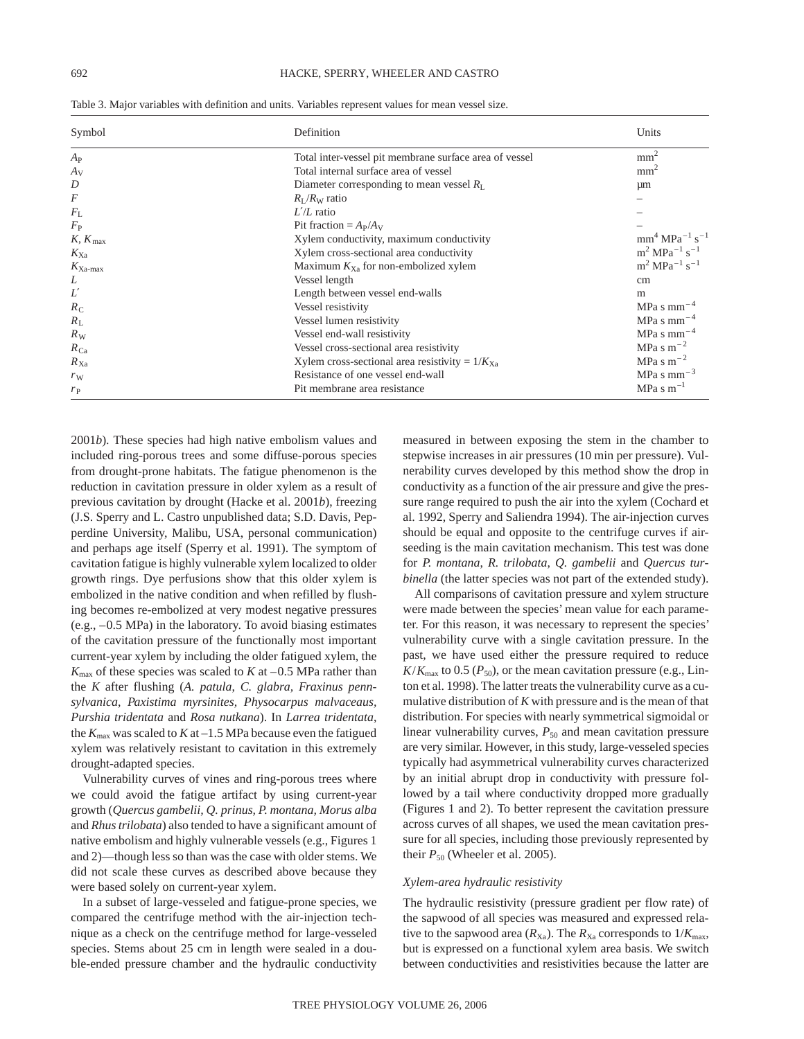Table 3. Major variables with definition and units. Variables represent values for mean vessel size.

| Symbol | Definition | Units |
|---|---|---|
| $A_P$ | Total inter-vessel pit membrane surface area of vessel | $mm^2$ |
| $A_V$ | Total internal surface area of vessel | $mm^2$ |
| $D$ | Diameter corresponding to mean vessel $R_L$ | µm |
| $F$ | $R_L/R_W$ ratio | – |
| $F_L$ | $L'/L$ ratio | – |
| $F_P$ | Pit fraction = $A_P/A_V$ | – |
| $K$, $K_{max}$ | Xylem conductivity, maximum conductivity | $mm^4\ MPa^{-1}\ s^{-1}$ |
| $K_{Xa}$ | Xylem cross-sectional area conductivity | $m^2\ MPa^{-1}\ s^{-1}$ |
| $K_{Xa\text{-}max}$ | Maximum $K_{Xa}$ for non-embolized xylem | $m^2\ MPa^{-1}\ s^{-1}$ |
| $L$ | Vessel length | cm |
| $L'$ | Length between vessel end-walls | m |
| $R_C$ | Vessel resistivity | $MPa\ s\ mm^{-4}$ |
| $R_L$ | Vessel lumen resistivity | $MPa\ s\ mm^{-4}$ |
| $R_W$ | Vessel end-wall resistivity | $MPa\ s\ mm^{-4}$ |
| $R_{Ca}$ | Vessel cross-sectional area resistivity | $MPa\ s\ m^{-2}$ |
| $R_{Xa}$ | Xylem cross-sectional area resistivity = $1/K_{Xa}$ | $MPa\ s\ m^{-2}$ |
| $r_W$ | Resistance of one vessel end-wall | $MPa\ s\ mm^{-3}$ |
| $r_P$ | Pit membrane area resistance | $MPa\ s\ m^{-1}$ |

2001*b*). These species had high native embolism values and included ring-porous trees and some diffuse-porous species from drought-prone habitats. The fatigue phenomenon is the reduction in cavitation pressure in older xylem as a result of previous cavitation by drought (Hacke et al. 2001*b*), freezing (J.S. Sperry and L. Castro unpublished data; S.D. Davis, Pepperdine University, Malibu, USA, personal communication) and perhaps age itself (Sperry et al. 1991). The symptom of cavitation fatigue is highly vulnerable xylem localized to older growth rings. Dye perfusions show that this older xylem is embolized in the native condition and when refilled by flushing becomes re-embolized at very modest negative pressures (e.g., –0.5 MPa) in the laboratory. To avoid biasing estimates of the cavitation pressure of the functionally most important current-year xylem by including the older fatigued xylem, the $K_{max}$ of these species was scaled to $K$ at –0.5 MPa rather than the $K$ after flushing (*A. patula, C. glabra, Fraxinus pennsylvanica, Paxistima myrsinites, Physocarpus malvaceaus, Purshia tridentata* and *Rosa nutkana*). In *Larrea tridentata*, the $K_{max}$ was scaled to $K$ at –1.5 MPa because even the fatigued xylem was relatively resistant to cavitation in this extremely drought-adapted species.

Vulnerability curves of vines and ring-porous trees where we could avoid the fatigue artifact by using current-year growth (*Quercus gambelii, Q. prinus, P. montana, Morus alba* and *Rhus trilobata*) also tended to have a significant amount of native embolism and highly vulnerable vessels (e.g., Figures 1 and 2)—though less so than was the case with older stems. We did not scale these curves as described above because they were based solely on current-year xylem.

In a subset of large-vesseled and fatigue-prone species, we compared the centrifuge method with the air-injection technique as a check on the centrifuge method for large-vesseled species. Stems about 25 cm in length were sealed in a double-ended pressure chamber and the hydraulic conductivity measured in between exposing the stem in the chamber to stepwise increases in air pressures (10 min per pressure). Vulnerability curves developed by this method show the drop in conductivity as a function of the air pressure and give the pressure range required to push the air into the xylem (Cochard et al. 1992, Sperry and Saliendra 1994). The air-injection curves should be equal and opposite to the centrifuge curves if air-seeding is the main cavitation mechanism. This test was done for *P. montana, R. trilobata, Q. gambelii* and *Quercus turbinella* (the latter species was not part of the extended study).

All comparisons of cavitation pressure and xylem structure were made between the species' mean value for each parameter. For this reason, it was necessary to represent the species' vulnerability curve with a single cavitation pressure. In the past, we have used either the pressure required to reduce $K/K_{max}$ to 0.5 ($P_{50}$), or the mean cavitation pressure (e.g., Linton et al. 1998). The latter treats the vulnerability curve as a cumulative distribution of $K$ with pressure and is the mean of that distribution. For species with nearly symmetrical sigmoidal or linear vulnerability curves, $P_{50}$ and mean cavitation pressure are very similar. However, in this study, large-vesseled species typically had asymmetrical vulnerability curves characterized by an initial abrupt drop in conductivity with pressure followed by a tail where conductivity dropped more gradually (Figures 1 and 2). To better represent the cavitation pressure across curves of all shapes, we used the mean cavitation pressure for all species, including those previously represented by their $P_{50}$ (Wheeler et al. 2005).

### Xylem-area hydraulic resistivity

The hydraulic resistivity (pressure gradient per flow rate) of the sapwood of all species was measured and expressed relative to the sapwood area ($R_{Xa}$). The $R_{Xa}$ corresponds to $1/K_{max}$, but is expressed on a functional xylem area basis. We switch between conductivities and resistivities because the latter are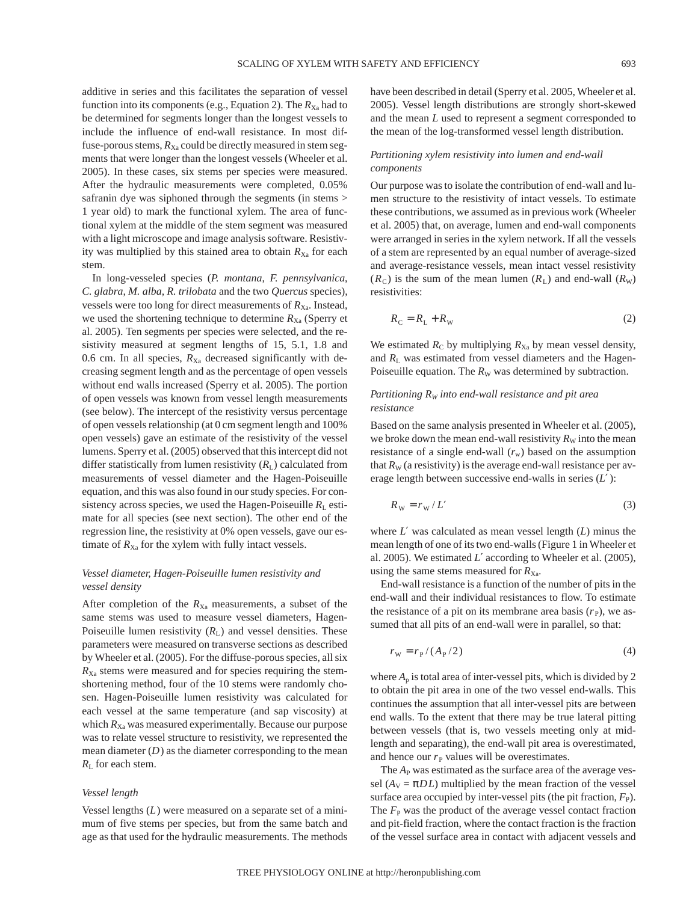additive in series and this facilitates the separation of vessel function into its components (e.g., Equation 2). The $R_{Xa}$ had to be determined for segments longer than the longest vessels to include the influence of end-wall resistance. In most diffuse-porous stems, $R_{Xa}$ could be directly measured in stem segments that were longer than the longest vessels (Wheeler et al. 2005). In these cases, six stems per species were measured. After the hydraulic measurements were completed, 0.05% safranin dye was siphoned through the segments (in stems > 1 year old) to mark the functional xylem. The area of functional xylem at the middle of the stem segment was measured with a light microscope and image analysis software. Resistivity was multiplied by this stained area to obtain $R_{Xa}$ for each stem.

In long-vesseled species (*P. montana*, *F. pennsylvanica*, *C. glabra*, *M. alba*, *R. trilobata* and the two *Quercus* species), vessels were too long for direct measurements of $R_{Xa}$. Instead, we used the shortening technique to determine $R_{Xa}$ (Sperry et al. 2005). Ten segments per species were selected, and the resistivity measured at segment lengths of 15, 5.1, 1.8 and 0.6 cm. In all species, $R_{Xa}$ decreased significantly with decreasing segment length and as the percentage of open vessels without end walls increased (Sperry et al. 2005). The portion of open vessels was known from vessel length measurements (see below). The intercept of the resistivity versus percentage of open vessels relationship (at 0 cm segment length and 100% open vessels) gave an estimate of the resistivity of the vessel lumens. Sperry et al. (2005) observed that this intercept did not differ statistically from lumen resistivity ($R_L$) calculated from measurements of vessel diameter and the Hagen-Poiseuille equation, and this was also found in our study species. For consistency across species, we used the Hagen-Poiseuille $R_L$ estimate for all species (see next section). The other end of the regression line, the resistivity at 0% open vessels, gave our estimate of $R_{Xa}$ for the xylem with fully intact vessels.

### *Vessel diameter, Hagen-Poiseuille lumen resistivity and vessel density*

After completion of the $R_{Xa}$ measurements, a subset of the same stems was used to measure vessel diameters, Hagen-Poiseuille lumen resistivity ($R_L$) and vessel densities. These parameters were measured on transverse sections as described by Wheeler et al. (2005). For the diffuse-porous species, all six $R_{Xa}$ stems were measured and for species requiring the stem-shortening method, four of the 10 stems were randomly chosen. Hagen-Poiseuille lumen resistivity was calculated for each vessel at the same temperature (and sap viscosity) at which $R_{Xa}$ was measured experimentally. Because our purpose was to relate vessel structure to resistivity, we represented the mean diameter ($D$) as the diameter corresponding to the mean $R_L$ for each stem.

### *Vessel length*

Vessel lengths ($L$) were measured on a separate set of a minimum of five stems per species, but from the same batch and age as that used for the hydraulic measurements. The methods have been described in detail (Sperry et al. 2005, Wheeler et al. 2005). Vessel length distributions are strongly short-skewed and the mean $L$ used to represent a segment corresponded to the mean of the log-transformed vessel length distribution.

### *Partitioning xylem resistivity into lumen and end-wall components*

Our purpose was to isolate the contribution of end-wall and lumen structure to the resistivity of intact vessels. To estimate these contributions, we assumed as in previous work (Wheeler et al. 2005) that, on average, lumen and end-wall components were arranged in series in the xylem network. If all the vessels of a stem are represented by an equal number of average-sized and average-resistance vessels, mean intact vessel resistivity ($R_C$) is the sum of the mean lumen ($R_L$) and end-wall ($R_W$) resistivities:

$$R_C = R_L + R_W \tag{2}$$

We estimated $R_C$ by multiplying $R_{Xa}$ by mean vessel density, and $R_L$ was estimated from vessel diameters and the Hagen-Poiseuille equation. The $R_W$ was determined by subtraction.

### *Partitioning $R_W$ into end-wall resistance and pit area resistance*

Based on the same analysis presented in Wheeler et al. (2005), we broke down the mean end-wall resistivity $R_W$ into the mean resistance of a single end-wall ($r_w$) based on the assumption that $R_W$ (a resistivity) is the average end-wall resistance per average length between successive end-walls in series ($L'$):

$$R_W = r_W / L' \tag{3}$$

where $L'$ was calculated as mean vessel length ($L$) minus the mean length of one of its two end-walls (Figure 1 in Wheeler et al. 2005). We estimated $L'$ according to Wheeler et al. (2005), using the same stems measured for $R_{Xa}$.

End-wall resistance is a function of the number of pits in the end-wall and their individual resistances to flow. To estimate the resistance of a pit on its membrane area basis ($r_P$), we assumed that all pits of an end-wall were in parallel, so that:

$$r_W = r_P / (A_P / 2) \tag{4}$$

where $A_p$ is total area of inter-vessel pits, which is divided by 2 to obtain the pit area in one of the two vessel end-walls. This continues the assumption that all inter-vessel pits are between end walls. To the extent that there may be true lateral pitting between vessels (that is, two vessels meeting only at mid-length and separating), the end-wall pit area is overestimated, and hence our $r_P$ values will be overestimates.

The $A_P$ was estimated as the surface area of the average vessel ($A_V = \pi DL$) multiplied by the mean fraction of the vessel surface area occupied by inter-vessel pits (the pit fraction, $F_P$). The $F_P$ was the product of the average vessel contact fraction and pit-field fraction, where the contact fraction is the fraction of the vessel surface area in contact with adjacent vessels and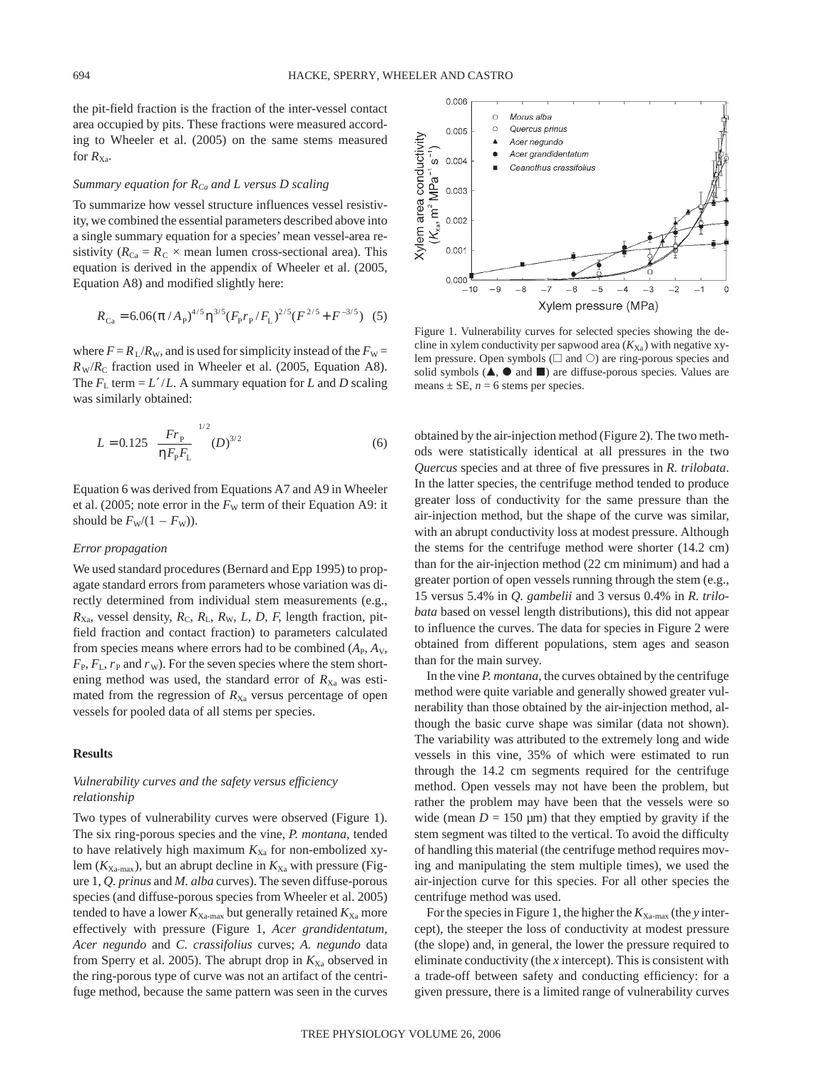the pit-field fraction is the fraction of the inter-vessel contact area occupied by pits. These fractions were measured according to Wheeler et al. (2005) on the same stems measured for $R_{Xa}$.

*Summary equation for $R_{Ca}$ and L versus D scaling*

To summarize how vessel structure influences vessel resistivity, we combined the essential parameters described above into a single summary equation for a species' mean vessel-area resistivity ($R_{Ca} = R_C \times$ mean lumen cross-sectional area). This equation is derived in the appendix of Wheeler et al. (2005, Equation A8) and modified slightly here:

$$R_{Ca} = 6.06(\pi / A_P)^{4/5} \eta^{3/5} (F_P r_P / F_L)^{2/5} (F^{2/5} + F^{-3/5}) \quad (5)$$

where $F = R_L/R_W$, and is used for simplicity instead of the $F_W = R_W/R_C$ fraction used in Wheeler et al. (2005, Equation A8). The $F_L$ term $= L'/L$. A summary equation for $L$ and $D$ scaling was similarly obtained:

$$L = 0.125 \left( \frac{F r_P}{\eta F_P F_L} \right)^{1/2} (D)^{3/2} \quad (6)$$

Equation 6 was derived from Equations A7 and A9 in Wheeler et al. (2005; note error in the $F_W$ term of their Equation A9: it should be $F_W/(1 - F_W)$).

*Error propagation*

We used standard procedures (Bernard and Epp 1995) to propagate standard errors from parameters whose variation was directly determined from individual stem measurements (e.g., $R_{Xa}$, vessel density, $R_C$, $R_L$, $R_W$, $L$, $D$, $F$, length fraction, pit-field fraction and contact fraction) to parameters calculated from species means where errors had to be combined ($A_P$, $A_V$, $F_P$, $F_L$, $r_P$ and $r_W$). For the seven species where the stem shortening method was used, the standard error of $R_{Xa}$ was estimated from the regression of $R_{Xa}$ versus percentage of open vessels for pooled data of all stems per species.

## Results

*Vulnerability curves and the safety versus efficiency relationship*

Two types of vulnerability curves were observed (Figure 1). The six ring-porous species and the vine, *P. montana*, tended to have relatively high maximum $K_{Xa}$ for non-embolized xylem ($K_{Xa\text{-}max}$), but an abrupt decline in $K_{Xa}$ with pressure (Figure 1, *Q. prinus* and *M. alba* curves). The seven diffuse-porous species (and diffuse-porous species from Wheeler et al. 2005) tended to have a lower $K_{Xa\text{-}max}$ but generally retained $K_{Xa}$ more effectively with pressure (Figure 1, *Acer grandidentatum*, *Acer negundo* and *C. crassifolius* curves; *A. negundo* data from Sperry et al. 2005). The abrupt drop in $K_{Xa}$ observed in the ring-porous type of curve was not an artifact of the centrifuge method, because the same pattern was seen in the curves obtained by the air-injection method (Figure 2). The two methods were statistically identical at all pressures in the two *Quercus* species and at three of five pressures in *R. trilobata*. In the latter species, the centrifuge method tended to produce greater loss of conductivity for the same pressure than the air-injection method, but the shape of the curve was similar, with an abrupt conductivity loss at modest pressure. Although the stems for the centrifuge method were shorter (14.2 cm) than for the air-injection method (22 cm minimum) and had a greater portion of open vessels running through the stem (e.g., 15 versus 5.4% in *Q. gambelii* and 3 versus 0.4% in *R. trilobata* based on vessel length distributions), this did not appear to influence the curves. The data for species in Figure 2 were obtained from different populations, stem ages and season than for the main survey.

Figure 1. Vulnerability curves for selected species showing the decline in xylem conductivity per sapwood area ($K_{Xa}$) with negative xylem pressure. Open symbols (□ and ○) are ring-porous species and solid symbols (▲, ● and ■) are diffuse-porous species. Values are means ± SE, $n = 6$ stems per species.

In the vine *P. montana*, the curves obtained by the centrifuge method were quite variable and generally showed greater vulnerability than those obtained by the air-injection method, although the basic curve shape was similar (data not shown). The variability was attributed to the extremely long and wide vessels in this vine, 35% of which were estimated to run through the 14.2 cm segments required for the centrifuge method. Open vessels may not have been the problem, but rather the problem may have been that the vessels were so wide (mean $D = 150$ µm) that they emptied by gravity if the stem segment was tilted to the vertical. To avoid the difficulty of handling this material (the centrifuge method requires moving and manipulating the stem multiple times), we used the air-injection curve for this species. For all other species the centrifuge method was used.

For the species in Figure 1, the higher the $K_{Xa\text{-}max}$ (the *y* intercept), the steeper the loss of conductivity at modest pressure (the slope) and, in general, the lower the pressure required to eliminate conductivity (the *x* intercept). This is consistent with a trade-off between safety and conducting efficiency: for a given pressure, there is a limited range of vulnerability curves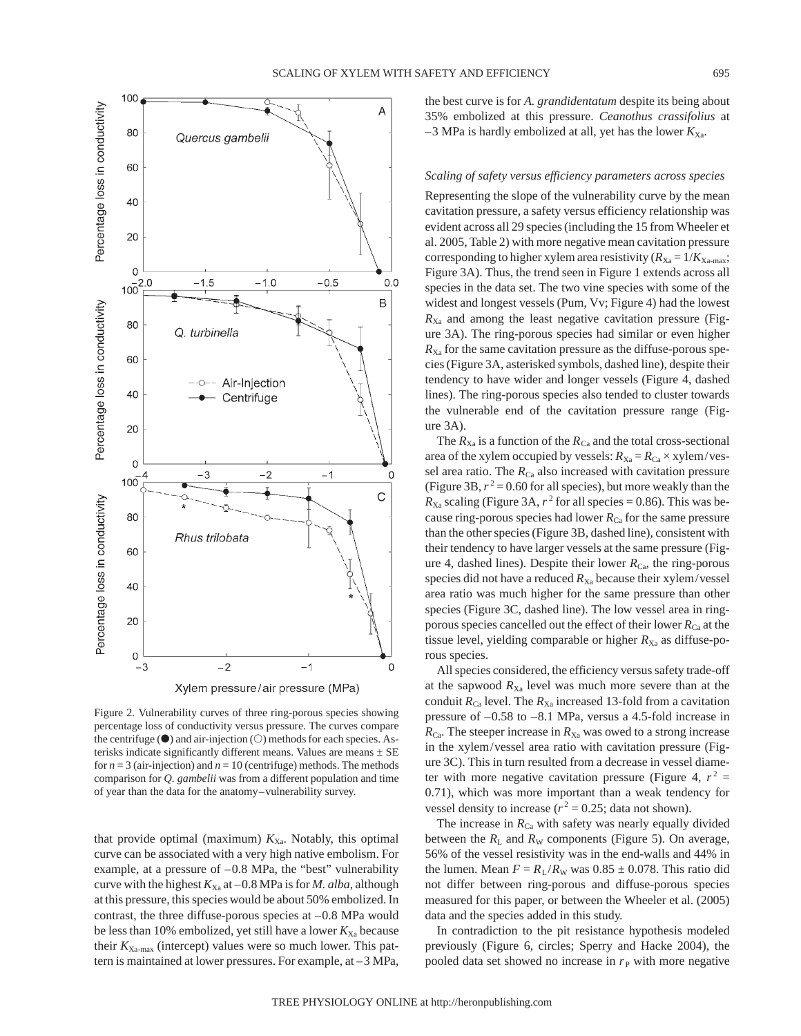Figure 2. Vulnerability curves of three ring-porous species showing percentage loss of conductivity versus pressure. The curves compare the centrifuge (●) and air-injection (○) methods for each species. Asterisks indicate significantly different means. Values are means ± SE for $n = 3$ (air-injection) and $n = 10$ (centrifuge) methods. The methods comparison for *Q. gambelii* was from a different population and time of year than the data for the anatomy–vulnerability survey.

that provide optimal (maximum) $K_{Xa}$. Notably, this optimal curve can be associated with a very high native embolism. For example, at a pressure of –0.8 MPa, the "best" vulnerability curve with the highest $K_{Xa}$ at –0.8 MPa is for *M. alba*, although at this pressure, this species would be about 50% embolized. In contrast, the three diffuse-porous species at –0.8 MPa would be less than 10% embolized, yet still have a lower $K_{Xa}$ because their $K_{Xa\text{-max}}$ (intercept) values were so much lower. This pattern is maintained at lower pressures. For example, at –3 MPa, the best curve is for *A. grandidentatum* despite its being about 35% embolized at this pressure. *Ceanothus crassifolius* at –3 MPa is hardly embolized at all, yet has the lower $K_{Xa}$.

### *Scaling of safety versus efficiency parameters across species*

Representing the slope of the vulnerability curve by the mean cavitation pressure, a safety versus efficiency relationship was evident across all 29 species (including the 15 from Wheeler et al. 2005, Table 2) with more negative mean cavitation pressure corresponding to higher xylem area resistivity ($R_{Xa} = 1/K_{Xa\text{-max}}$; Figure 3A). Thus, the trend seen in Figure 1 extends across all species in the data set. The two vine species with some of the widest and longest vessels (Pum, Vv; Figure 4) had the lowest $R_{Xa}$ and among the least negative cavitation pressure (Figure 3A). The ring-porous species had similar or even higher $R_{Xa}$ for the same cavitation pressure as the diffuse-porous species (Figure 3A, asterisked symbols, dashed line), despite their tendency to have wider and longer vessels (Figure 4, dashed lines). The ring-porous species also tended to cluster towards the vulnerable end of the cavitation pressure range (Figure 3A).

The $R_{Xa}$ is a function of the $R_{Ca}$ and the total cross-sectional area of the xylem occupied by vessels: $R_{Xa} = R_{Ca} \times$ xylem/vessel area ratio. The $R_{Ca}$ also increased with cavitation pressure (Figure 3B, $r^2 = 0.60$ for all species), but more weakly than the $R_{Xa}$ scaling (Figure 3A, $r^2$ for all species = 0.86). This was because ring-porous species had lower $R_{Ca}$ for the same pressure than the other species (Figure 3B, dashed line), consistent with their tendency to have larger vessels at the same pressure (Figure 4, dashed lines). Despite their lower $R_{Ca}$, the ring-porous species did not have a reduced $R_{Xa}$ because their xylem/vessel area ratio was much higher for the same pressure than other species (Figure 3C, dashed line). The low vessel area in ring-porous species cancelled out the effect of their lower $R_{Ca}$ at the tissue level, yielding comparable or higher $R_{Xa}$ as diffuse-porous species.

All species considered, the efficiency versus safety trade-off at the sapwood $R_{Xa}$ level was much more severe than at the conduit $R_{Ca}$ level. The $R_{Xa}$ increased 13-fold from a cavitation pressure of –0.58 to –8.1 MPa, versus a 4.5-fold increase in $R_{Ca}$. The steeper increase in $R_{Xa}$ was owed to a strong increase in the xylem/vessel area ratio with cavitation pressure (Figure 3C). This in turn resulted from a decrease in vessel diameter with more negative cavitation pressure (Figure 4, $r^2 = 0.71$), which was more important than a weak tendency for vessel density to increase ($r^2 = 0.25$; data not shown).

The increase in $R_{Ca}$ with safety was nearly equally divided between the $R_L$ and $R_W$ components (Figure 5). On average, 56% of the vessel resistivity was in the end-walls and 44% in the lumen. Mean $F = R_L/R_W$ was 0.85 ± 0.078. This ratio did not differ between ring-porous and diffuse-porous species measured for this paper, or between the Wheeler et al. (2005) data and the species added in this study.

In contradiction to the pit resistance hypothesis modeled previously (Figure 6, circles; Sperry and Hacke 2004), the pooled data set showed no increase in $r_P$ with more negative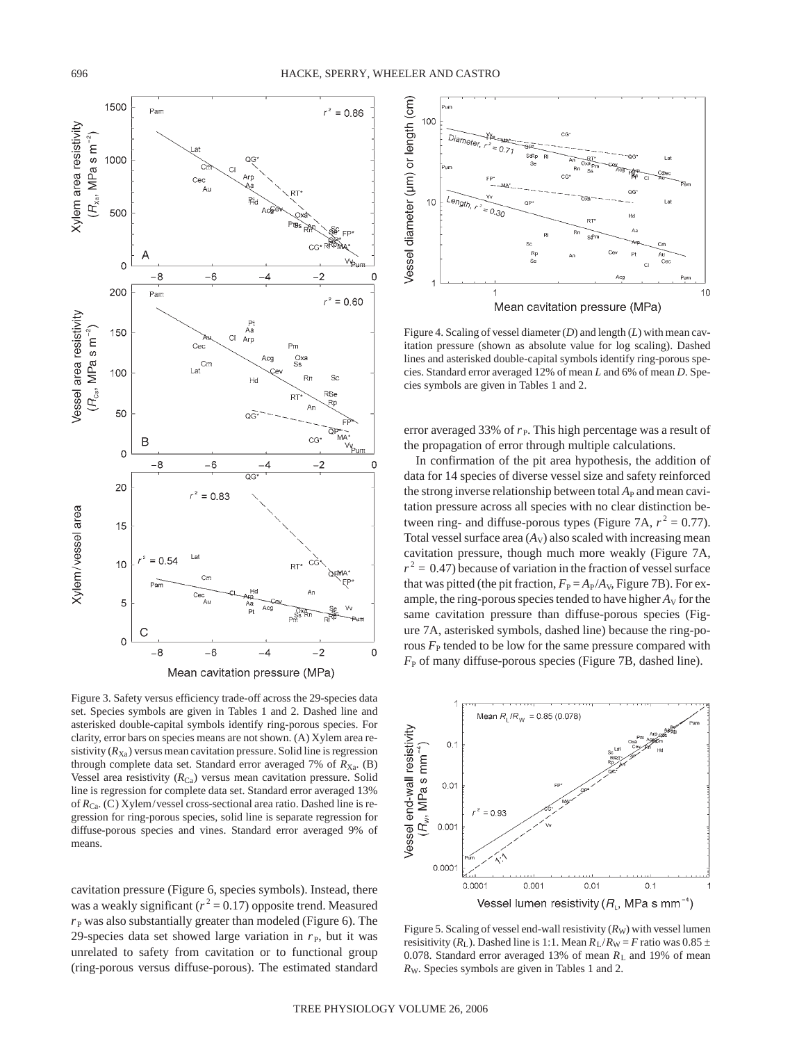Figure 3. Safety versus efficiency trade-off across the 29-species data set. Species symbols are given in Tables 1 and 2. Dashed line and asterisked double-capital symbols identify ring-porous species. For clarity, error bars on species means are not shown. (A) Xylem area resistivity ($R_{Xa}$) versus mean cavitation pressure. Solid line is regression through complete data set. Standard error averaged 7% of $R_{Xa}$. (B) Vessel area resistivity ($R_{Ca}$) versus mean cavitation pressure. Solid line is regression for complete data set. Standard error averaged 13% of $R_{Ca}$. (C) Xylem/vessel cross-sectional area ratio. Dashed line is regression for ring-porous species, solid line is separate regression for diffuse-porous species and vines. Standard error averaged 9% of means.

cavitation pressure (Figure 6, species symbols). Instead, there was a weakly significant ($r^2 = 0.17$) opposite trend. Measured $r_P$ was also substantially greater than modeled (Figure 6). The 29-species data set showed large variation in $r_P$, but it was unrelated to safety from cavitation or to functional group (ring-porous versus diffuse-porous). The estimated standard

Figure 4. Scaling of vessel diameter ($D$) and length ($L$) with mean cavitation pressure (shown as absolute value for log scaling). Dashed lines and asterisked double-capital symbols identify ring-porous species. Standard error averaged 12% of mean $L$ and 6% of mean $D$. Species symbols are given in Tables 1 and 2.

error averaged 33% of $r_P$. This high percentage was a result of the propagation of error through multiple calculations.

In confirmation of the pit area hypothesis, the addition of data for 14 species of diverse vessel size and safety reinforced the strong inverse relationship between total $A_P$ and mean cavitation pressure across all species with no clear distinction between ring- and diffuse-porous types (Figure 7A, $r^2 = 0.77$). Total vessel surface area ($A_V$) also scaled with increasing mean cavitation pressure, though much more weakly (Figure 7A, $r^2 = 0.47$) because of variation in the fraction of vessel surface that was pitted (the pit fraction, $F_P = A_P/A_V$, Figure 7B). For example, the ring-porous species tended to have higher $A_V$ for the same cavitation pressure than diffuse-porous species (Figure 7A, asterisked symbols, dashed line) because the ring-porous $F_P$ tended to be low for the same pressure compared with $F_P$ of many diffuse-porous species (Figure 7B, dashed line).

Figure 5. Scaling of vessel end-wall resistivity ($R_W$) with vessel lumen resisitivity ($R_L$). Dashed line is 1:1. Mean $R_L/R_W = F$ ratio was 0.85 ± 0.078. Standard error averaged 13% of mean $R_L$ and 19% of mean $R_W$. Species symbols are given in Tables 1 and 2.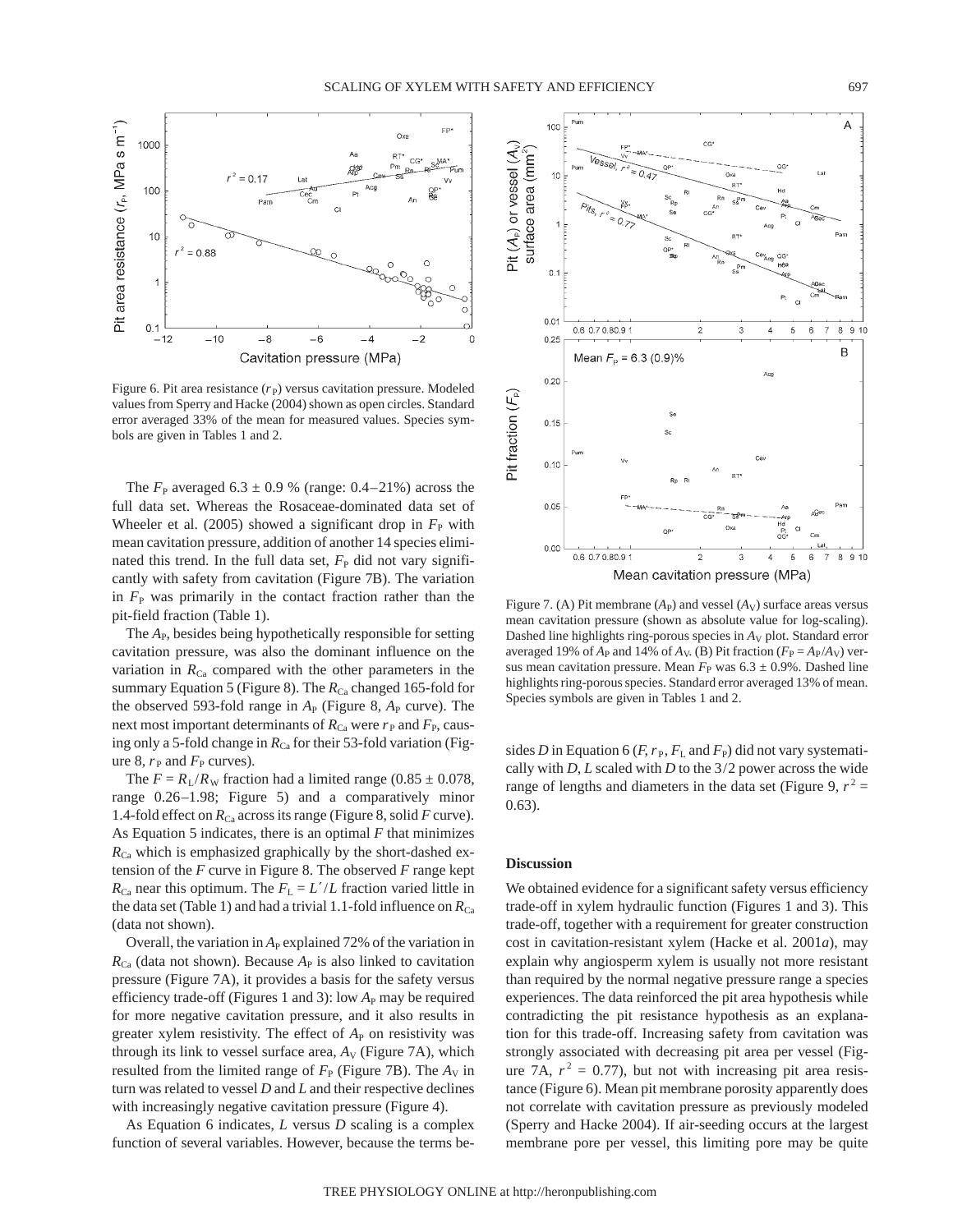Figure 6. Pit area resistance ($r_P$) versus cavitation pressure. Modeled values from Sperry and Hacke (2004) shown as open circles. Standard error averaged 33% of the mean for measured values. Species symbols are given in Tables 1 and 2.

The $F_P$ averaged 6.3 ± 0.9 % (range: 0.4–21%) across the full data set. Whereas the Rosaceae-dominated data set of Wheeler et al. (2005) showed a significant drop in $F_P$ with mean cavitation pressure, addition of another 14 species eliminated this trend. In the full data set, $F_P$ did not vary significantly with safety from cavitation (Figure 7B). The variation in $F_P$ was primarily in the contact fraction rather than the pit-field fraction (Table 1).

The $A_P$, besides being hypothetically responsible for setting cavitation pressure, was also the dominant influence on the variation in $R_{Ca}$ compared with the other parameters in the summary Equation 5 (Figure 8). The $R_{Ca}$ changed 165-fold for the observed 593-fold range in $A_P$ (Figure 8, $A_P$ curve). The next most important determinants of $R_{Ca}$ were $r_P$ and $F_P$, causing only a 5-fold change in $R_{Ca}$ for their 53-fold variation (Figure 8, $r_P$ and $F_P$ curves).

The $F = R_L/R_W$ fraction had a limited range (0.85 ± 0.078, range 0.26–1.98; Figure 5) and a comparatively minor 1.4-fold effect on $R_{Ca}$ across its range (Figure 8, solid $F$ curve). As Equation 5 indicates, there is an optimal $F$ that minimizes $R_{Ca}$ which is emphasized graphically by the short-dashed extension of the $F$ curve in Figure 8. The observed $F$ range kept $R_{Ca}$ near this optimum. The $F_L = L'/L$ fraction varied little in the data set (Table 1) and had a trivial 1.1-fold influence on $R_{Ca}$ (data not shown).

Overall, the variation in $A_P$ explained 72% of the variation in $R_{Ca}$ (data not shown). Because $A_P$ is also linked to cavitation pressure (Figure 7A), it provides a basis for the safety versus efficiency trade-off (Figures 1 and 3): low $A_P$ may be required for more negative cavitation pressure, and it also results in greater xylem resistivity. The effect of $A_P$ on resistivity was through its link to vessel surface area, $A_V$ (Figure 7A), which resulted from the limited range of $F_P$ (Figure 7B). The $A_V$ in turn was related to vessel $D$ and $L$ and their respective declines with increasingly negative cavitation pressure (Figure 4).

As Equation 6 indicates, $L$ versus $D$ scaling is a complex function of several variables. However, because the terms besides $D$ in Equation 6 ($F$, $r_P$, $F_L$ and $F_P$) did not vary systematically with $D$, $L$ scaled with $D$ to the 3/2 power across the wide range of lengths and diameters in the data set (Figure 9, $r^2$ = 0.63).

Figure 7. (A) Pit membrane ($A_P$) and vessel ($A_V$) surface areas versus mean cavitation pressure (shown as absolute value for log-scaling). Dashed line highlights ring-porous species in $A_V$ plot. Standard error averaged 19% of $A_P$ and 14% of $A_V$. (B) Pit fraction ($F_P = A_P/A_V$) versus mean cavitation pressure. Mean $F_P$ was 6.3 ± 0.9%. Dashed line highlights ring-porous species. Standard error averaged 13% of mean. Species symbols are given in Tables 1 and 2.

## Discussion

We obtained evidence for a significant safety versus efficiency trade-off in xylem hydraulic function (Figures 1 and 3). This trade-off, together with a requirement for greater construction cost in cavitation-resistant xylem (Hacke et al. 2001*a*), may explain why angiosperm xylem is usually not more resistant than required by the normal negative pressure range a species experiences. The data reinforced the pit area hypothesis while contradicting the pit resistance hypothesis as an explanation for this trade-off. Increasing safety from cavitation was strongly associated with decreasing pit area per vessel (Figure 7A, $r^2$ = 0.77), but not with increasing pit area resistance (Figure 6). Mean pit membrane porosity apparently does not correlate with cavitation pressure as previously modeled (Sperry and Hacke 2004). If air-seeding occurs at the largest membrane pore per vessel, this limiting pore may be quite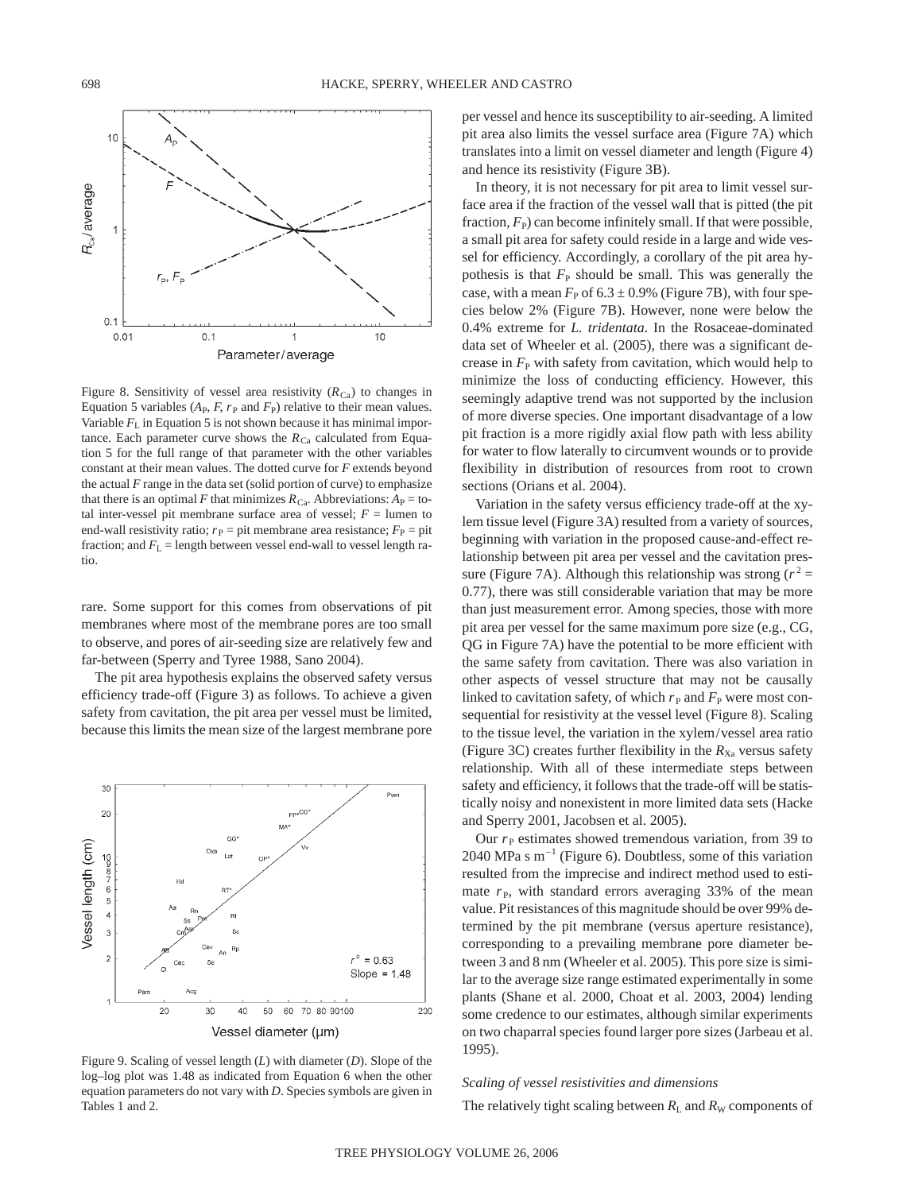Figure 8. Sensitivity of vessel area resistivity ($R_{Ca}$) to changes in Equation 5 variables ($A_P$, $F$, $r_P$ and $F_P$) relative to their mean values. Variable $F_L$ in Equation 5 is not shown because it has minimal importance. Each parameter curve shows the $R_{Ca}$ calculated from Equation 5 for the full range of that parameter with the other variables constant at their mean values. The dotted curve for $F$ extends beyond the actual $F$ range in the data set (solid portion of curve) to emphasize that there is an optimal $F$ that minimizes $R_{Ca}$. Abbreviations: $A_P$ = total inter-vessel pit membrane surface area of vessel; $F$ = lumen to end-wall resistivity ratio; $r_P$ = pit membrane area resistance; $F_P$ = pit fraction; and $F_L$ = length between vessel end-wall to vessel length ratio.

rare. Some support for this comes from observations of pit membranes where most of the membrane pores are too small to observe, and pores of air-seeding size are relatively few and far-between (Sperry and Tyree 1988, Sano 2004).

The pit area hypothesis explains the observed safety versus efficiency trade-off (Figure 3) as follows. To achieve a given safety from cavitation, the pit area per vessel must be limited, because this limits the mean size of the largest membrane pore per vessel and hence its susceptibility to air-seeding. A limited pit area also limits the vessel surface area (Figure 7A) which translates into a limit on vessel diameter and length (Figure 4) and hence its resistivity (Figure 3B).

In theory, it is not necessary for pit area to limit vessel surface area if the fraction of the vessel wall that is pitted (the pit fraction, $F_P$) can become infinitely small. If that were possible, a small pit area for safety could reside in a large and wide vessel for efficiency. Accordingly, a corollary of the pit area hypothesis is that $F_P$ should be small. This was generally the case, with a mean $F_P$ of $6.3 \pm 0.9\%$ (Figure 7B), with four species below 2% (Figure 7B). However, none were below the 0.4% extreme for *L. tridentata*. In the Rosaceae-dominated data set of Wheeler et al. (2005), there was a significant decrease in $F_P$ with safety from cavitation, which would help to minimize the loss of conducting efficiency. However, this seemingly adaptive trend was not supported by the inclusion of more diverse species. One important disadvantage of a low pit fraction is a more rigidly axial flow path with less ability for water to flow laterally to circumvent wounds or to provide flexibility in distribution of resources from root to crown sections (Orians et al. 2004).

Variation in the safety versus efficiency trade-off at the xylem tissue level (Figure 3A) resulted from a variety of sources, beginning with variation in the proposed cause-and-effect relationship between pit area per vessel and the cavitation pressure (Figure 7A). Although this relationship was strong ($r^2$ = 0.77), there was still considerable variation that may be more than just measurement error. Among species, those with more pit area per vessel for the same maximum pore size (e.g., CG, QG in Figure 7A) have the potential to be more efficient with the same safety from cavitation. There was also variation in other aspects of vessel structure that may not be causally linked to cavitation safety, of which $r_P$ and $F_P$ were most consequential for resistivity at the vessel level (Figure 8). Scaling to the tissue level, the variation in the xylem/vessel area ratio (Figure 3C) creates further flexibility in the $R_{Xa}$ versus safety relationship. With all of these intermediate steps between safety and efficiency, it follows that the trade-off will be statistically noisy and nonexistent in more limited data sets (Hacke and Sperry 2001, Jacobsen et al. 2005).

Our $r_P$ estimates showed tremendous variation, from 39 to 2040 MPa s m$^{-1}$ (Figure 6). Doubtless, some of this variation resulted from the imprecise and indirect method used to estimate $r_P$, with standard errors averaging 33% of the mean value. Pit resistances of this magnitude should be over 99% determined by the pit membrane (versus aperture resistance), corresponding to a prevailing membrane pore diameter between 3 and 8 nm (Wheeler et al. 2005). This pore size is similar to the average size range estimated experimentally in some plants (Shane et al. 2000, Choat et al. 2003, 2004) lending some credence to our estimates, although similar experiments on two chaparral species found larger pore sizes (Jarbeau et al. 1995).

Figure 9. Scaling of vessel length ($L$) with diameter ($D$). Slope of the log–log plot was 1.48 as indicated from Equation 6 when the other equation parameters do not vary with $D$. Species symbols are given in Tables 1 and 2.

### *Scaling of vessel resistivities and dimensions*

The relatively tight scaling between $R_L$ and $R_W$ components of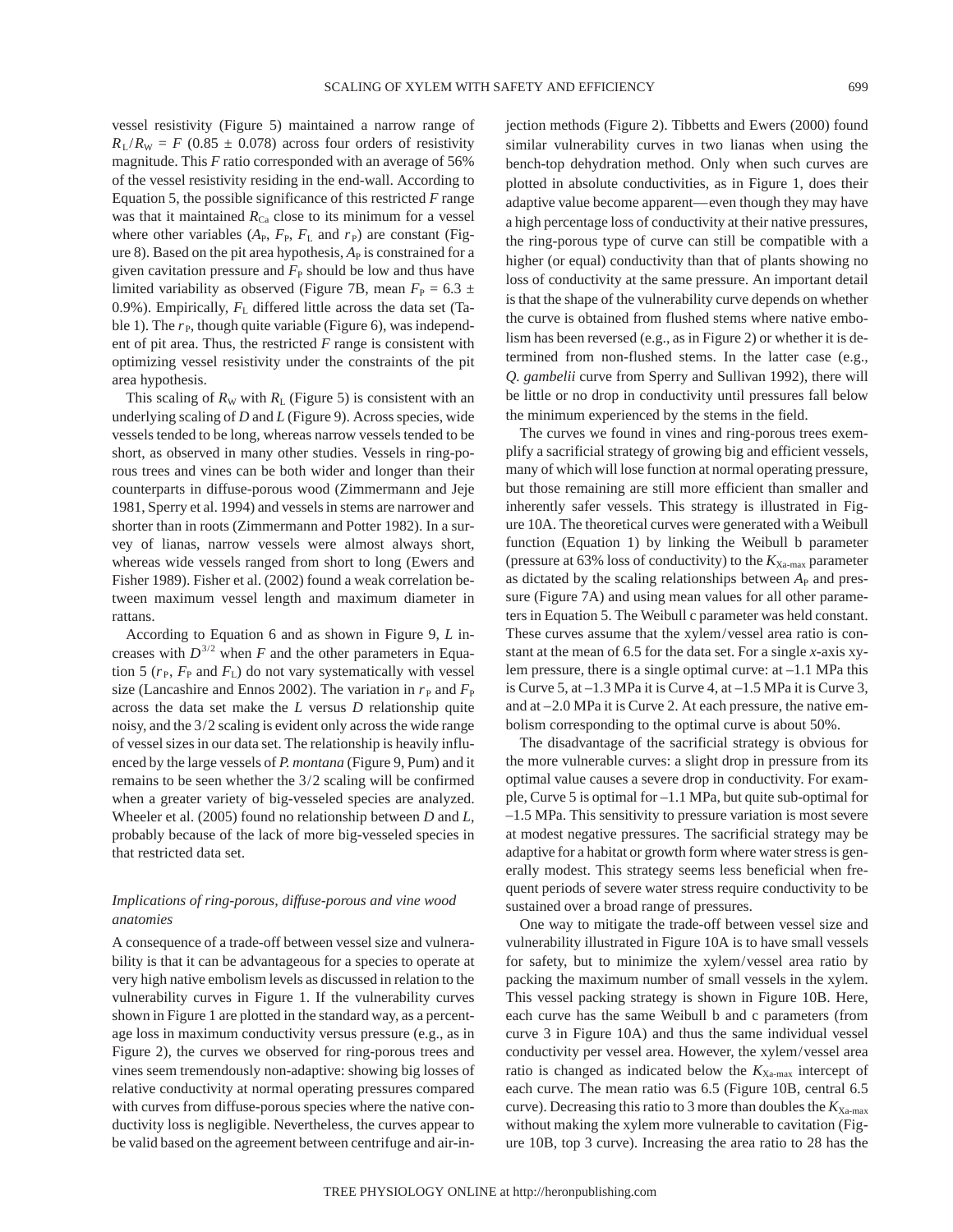vessel resistivity (Figure 5) maintained a narrow range of $R_L/R_W = F$ (0.85 ± 0.078) across four orders of resistivity magnitude. This $F$ ratio corresponded with an average of 56% of the vessel resistivity residing in the end-wall. According to Equation 5, the possible significance of this restricted $F$ range was that it maintained $R_{Ca}$ close to its minimum for a vessel where other variables ($A_P$, $F_P$, $F_L$ and $r_P$) are constant (Figure 8). Based on the pit area hypothesis, $A_P$ is constrained for a given cavitation pressure and $F_P$ should be low and thus have limited variability as observed (Figure 7B, mean $F_P$ = 6.3 ± 0.9%). Empirically, $F_L$ differed little across the data set (Table 1). The $r_P$, though quite variable (Figure 6), was independent of pit area. Thus, the restricted $F$ range is consistent with optimizing vessel resistivity under the constraints of the pit area hypothesis.

This scaling of $R_W$ with $R_L$ (Figure 5) is consistent with an underlying scaling of $D$ and $L$ (Figure 9). Across species, wide vessels tended to be long, whereas narrow vessels tended to be short, as observed in many other studies. Vessels in ring-porous trees and vines can be both wider and longer than their counterparts in diffuse-porous wood (Zimmermann and Jeje 1981, Sperry et al. 1994) and vessels in stems are narrower and shorter than in roots (Zimmermann and Potter 1982). In a survey of lianas, narrow vessels were almost always short, whereas wide vessels ranged from short to long (Ewers and Fisher 1989). Fisher et al. (2002) found a weak correlation between maximum vessel length and maximum diameter in rattans.

According to Equation 6 and as shown in Figure 9, $L$ increases with $D^{3/2}$ when $F$ and the other parameters in Equation 5 ($r_P$, $F_P$ and $F_L$) do not vary systematically with vessel size (Lancashire and Ennos 2002). The variation in $r_P$ and $F_P$ across the data set make the $L$ versus $D$ relationship quite noisy, and the 3/2 scaling is evident only across the wide range of vessel sizes in our data set. The relationship is heavily influenced by the large vessels of *P. montana* (Figure 9, Pum) and it remains to be seen whether the 3/2 scaling will be confirmed when a greater variety of big-vesseled species are analyzed. Wheeler et al. (2005) found no relationship between $D$ and $L$, probably because of the lack of more big-vesseled species in that restricted data set.

### *Implications of ring-porous, diffuse-porous and vine wood anatomies*

A consequence of a trade-off between vessel size and vulnerability is that it can be advantageous for a species to operate at very high native embolism levels as discussed in relation to the vulnerability curves in Figure 1. If the vulnerability curves shown in Figure 1 are plotted in the standard way, as a percentage loss in maximum conductivity versus pressure (e.g., as in Figure 2), the curves we observed for ring-porous trees and vines seem tremendously non-adaptive: showing big losses of relative conductivity at normal operating pressures compared with curves from diffuse-porous species where the native conductivity loss is negligible. Nevertheless, the curves appear to be valid based on the agreement between centrifuge and air-injection methods (Figure 2). Tibbetts and Ewers (2000) found similar vulnerability curves in two lianas when using the bench-top dehydration method. Only when such curves are plotted in absolute conductivities, as in Figure 1, does their adaptive value become apparent—even though they may have a high percentage loss of conductivity at their native pressures, the ring-porous type of curve can still be compatible with a higher (or equal) conductivity than that of plants showing no loss of conductivity at the same pressure. An important detail is that the shape of the vulnerability curve depends on whether the curve is obtained from flushed stems where native embolism has been reversed (e.g., as in Figure 2) or whether it is determined from non-flushed stems. In the latter case (e.g., *Q. gambelii* curve from Sperry and Sullivan 1992), there will be little or no drop in conductivity until pressures fall below the minimum experienced by the stems in the field.

The curves we found in vines and ring-porous trees exemplify a sacrificial strategy of growing big and efficient vessels, many of which will lose function at normal operating pressure, but those remaining are still more efficient than smaller and inherently safer vessels. This strategy is illustrated in Figure 10A. The theoretical curves were generated with a Weibull function (Equation 1) by linking the Weibull b parameter (pressure at 63% loss of conductivity) to the $K_{Xa\text{-}max}$ parameter as dictated by the scaling relationships between $A_P$ and pressure (Figure 7A) and using mean values for all other parameters in Equation 5. The Weibull c parameter was held constant. These curves assume that the xylem/vessel area ratio is constant at the mean of 6.5 for the data set. For a single *x*-axis xylem pressure, there is a single optimal curve: at –1.1 MPa this is Curve 5, at –1.3 MPa it is Curve 4, at –1.5 MPa it is Curve 3, and at –2.0 MPa it is Curve 2. At each pressure, the native embolism corresponding to the optimal curve is about 50%.

The disadvantage of the sacrificial strategy is obvious for the more vulnerable curves: a slight drop in pressure from its optimal value causes a severe drop in conductivity. For example, Curve 5 is optimal for –1.1 MPa, but quite sub-optimal for –1.5 MPa. This sensitivity to pressure variation is most severe at modest negative pressures. The sacrificial strategy may be adaptive for a habitat or growth form where water stress is generally modest. This strategy seems less beneficial when frequent periods of severe water stress require conductivity to be sustained over a broad range of pressures.

One way to mitigate the trade-off between vessel size and vulnerability illustrated in Figure 10A is to have small vessels for safety, but to minimize the xylem/vessel area ratio by packing the maximum number of small vessels in the xylem. This vessel packing strategy is shown in Figure 10B. Here, each curve has the same Weibull b and c parameters (from curve 3 in Figure 10A) and thus the same individual vessel conductivity per vessel area. However, the xylem/vessel area ratio is changed as indicated below the $K_{Xa\text{-}max}$ intercept of each curve. The mean ratio was 6.5 (Figure 10B, central 6.5 curve). Decreasing this ratio to 3 more than doubles the $K_{Xa\text{-}max}$ without making the xylem more vulnerable to cavitation (Figure 10B, top 3 curve). Increasing the area ratio to 28 has the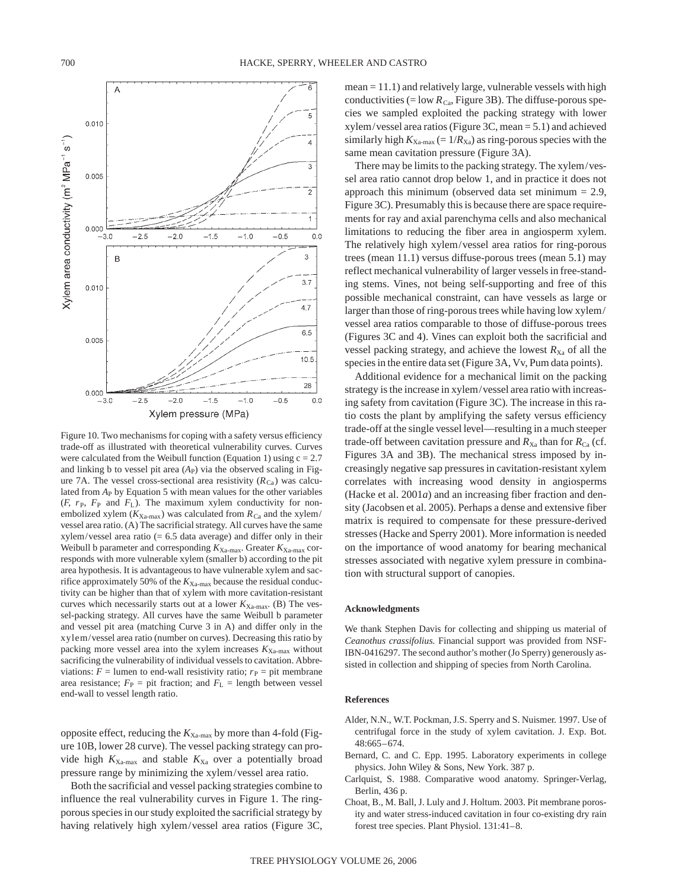Figure 10. Two mechanisms for coping with a safety versus efficiency trade-off as illustrated with theoretical vulnerability curves. Curves were calculated from the Weibull function (Equation 1) using $c = 2.7$ and linking b to vessel pit area ($A_P$) via the observed scaling in Figure 7A. The vessel cross-sectional area resistivity ($R_{Ca}$) was calculated from $A_P$ by Equation 5 with mean values for the other variables ($F$, $r_P$, $F_P$ and $F_L$). The maximum xylem conductivity for non-embolized xylem ($K_{Xa\text{-max}}$) was calculated from $R_{Ca}$ and the xylem/vessel area ratio. (A) The sacrificial strategy. All curves have the same xylem/vessel area ratio (= 6.5 data average) and differ only in their Weibull b parameter and corresponding $K_{Xa\text{-max}}$. Greater $K_{Xa\text{-max}}$ corresponds with more vulnerable xylem (smaller b) according to the pit area hypothesis. It is advantageous to have vulnerable xylem and sacrifice approximately 50% of the $K_{Xa\text{-max}}$ because the residual conductivity can be higher than that of xylem with more cavitation-resistant curves which necessarily starts out at a lower $K_{Xa\text{-max}}$. (B) The vessel-packing strategy. All curves have the same Weibull b parameter and vessel pit area (matching Curve 3 in A) and differ only in the xylem/vessel area ratio (number on curves). Decreasing this ratio by packing more vessel area into the xylem increases $K_{Xa\text{-max}}$ without sacrificing the vulnerability of individual vessels to cavitation. Abbreviations: $F$ = lumen to end-wall resistivity ratio; $r_P$ = pit membrane area resistance; $F_P$ = pit fraction; and $F_L$ = length between vessel end-wall to vessel length ratio.

opposite effect, reducing the $K_{Xa\text{-max}}$ by more than 4-fold (Figure 10B, lower 28 curve). The vessel packing strategy can provide high $K_{Xa\text{-max}}$ and stable $K_{Xa}$ over a potentially broad pressure range by minimizing the xylem/vessel area ratio.

Both the sacrificial and vessel packing strategies combine to influence the real vulnerability curves in Figure 1. The ring-porous species in our study exploited the sacrificial strategy by having relatively high xylem/vessel area ratios (Figure 3C, mean = 11.1) and relatively large, vulnerable vessels with high conductivities (= low $R_{Ca}$, Figure 3B). The diffuse-porous species we sampled exploited the packing strategy with lower xylem/vessel area ratios (Figure 3C, mean = 5.1) and achieved similarly high $K_{Xa\text{-max}}$ (= $1/R_{Xa}$) as ring-porous species with the same mean cavitation pressure (Figure 3A).

There may be limits to the packing strategy. The xylem/vessel area ratio cannot drop below 1, and in practice it does not approach this minimum (observed data set minimum = 2.9, Figure 3C). Presumably this is because there are space requirements for ray and axial parenchyma cells and also mechanical limitations to reducing the fiber area in angiosperm xylem. The relatively high xylem/vessel area ratios for ring-porous trees (mean 11.1) versus diffuse-porous trees (mean 5.1) may reflect mechanical vulnerability of larger vessels in free-standing stems. Vines, not being self-supporting and free of this possible mechanical constraint, can have vessels as large or larger than those of ring-porous trees while having low xylem/vessel area ratios comparable to those of diffuse-porous trees (Figures 3C and 4). Vines can exploit both the sacrificial and vessel packing strategy, and achieve the lowest $R_{Xa}$ of all the species in the entire data set (Figure 3A, Vv, Pum data points).

Additional evidence for a mechanical limit on the packing strategy is the increase in xylem/vessel area ratio with increasing safety from cavitation (Figure 3C). The increase in this ratio costs the plant by amplifying the safety versus efficiency trade-off at the single vessel level—resulting in a much steeper trade-off between cavitation pressure and $R_{Xa}$ than for $R_{Ca}$ (cf. Figures 3A and 3B). The mechanical stress imposed by increasingly negative sap pressures in cavitation-resistant xylem correlates with increasing wood density in angiosperms (Hacke et al. 2001*a*) and an increasing fiber fraction and density (Jacobsen et al. 2005). Perhaps a dense and extensive fiber matrix is required to compensate for these pressure-derived stresses (Hacke and Sperry 2001). More information is needed on the importance of wood anatomy for bearing mechanical stresses associated with negative xylem pressure in combination with structural support of canopies.

## Acknowledgments

We thank Stephen Davis for collecting and shipping us material of *Ceanothus crassifolius.* Financial support was provided from NSF-IBN-0416297. The second author's mother (Jo Sperry) generously assisted in collection and shipping of species from North Carolina.

## References

Alder, N.N., W.T. Pockman, J.S. Sperry and S. Nuismer. 1997. Use of centrifugal force in the study of xylem cavitation. J. Exp. Bot. 48:665–674.

Bernard, C. and C. Epp. 1995. Laboratory experiments in college physics. John Wiley & Sons, New York. 387 p.

Carlquist, S. 1988. Comparative wood anatomy. Springer-Verlag, Berlin, 436 p.

Choat, B., M. Ball, J. Luly and J. Holtum. 2003. Pit membrane porosity and water stress-induced cavitation in four co-existing dry rain forest tree species. Plant Physiol. 131:41–8.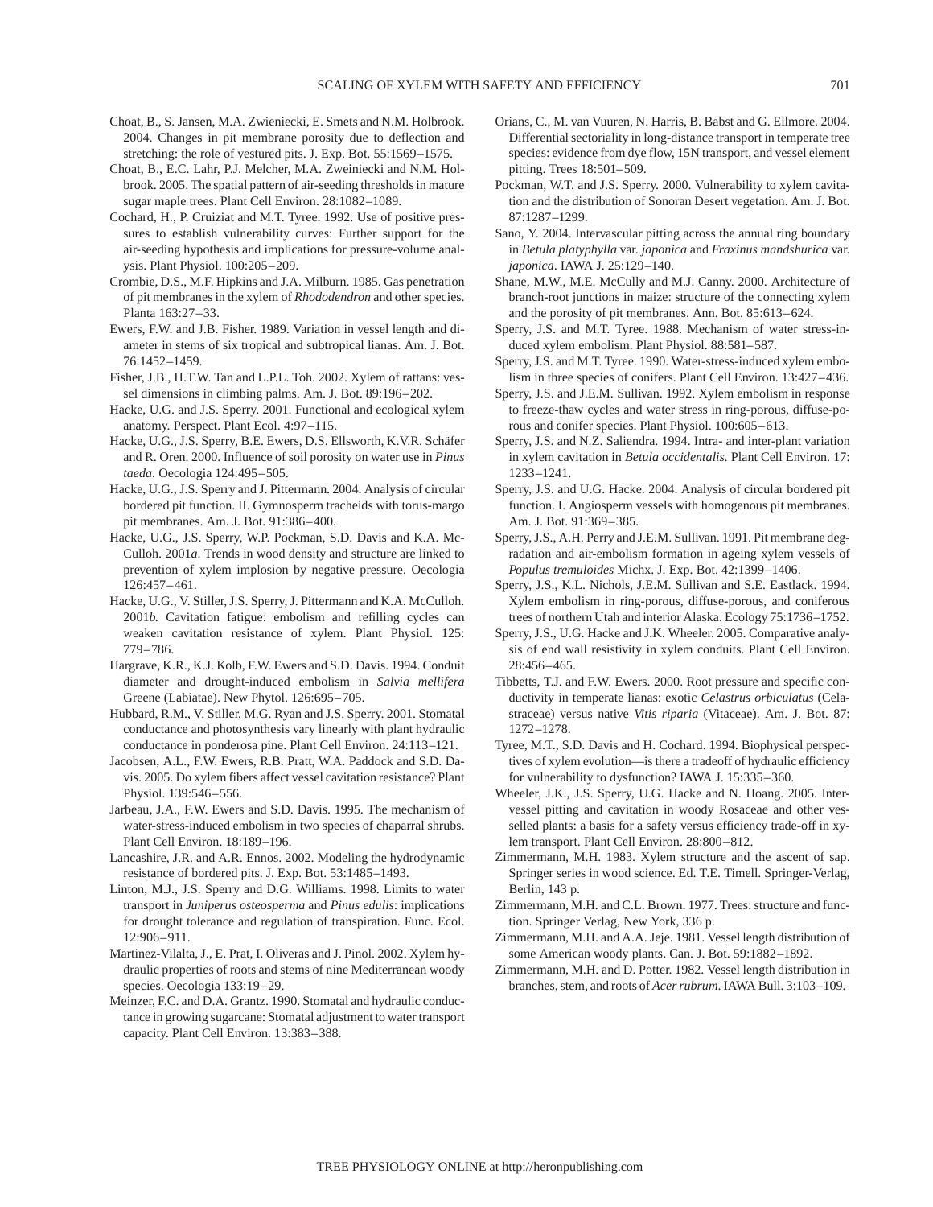Choat, B., S. Jansen, M.A. Zwieniecki, E. Smets and N.M. Holbrook. 2004. Changes in pit membrane porosity due to deflection and stretching: the role of vestured pits. J. Exp. Bot. 55:1569–1575.

Choat, B., E.C. Lahr, P.J. Melcher, M.A. Zweiniecki and N.M. Holbrook. 2005. The spatial pattern of air-seeding thresholds in mature sugar maple trees. Plant Cell Environ. 28:1082–1089.

Cochard, H., P. Cruiziat and M.T. Tyree. 1992. Use of positive pressures to establish vulnerability curves: Further support for the air-seeding hypothesis and implications for pressure-volume analysis. Plant Physiol. 100:205–209.

Crombie, D.S., M.F. Hipkins and J.A. Milburn. 1985. Gas penetration of pit membranes in the xylem of *Rhododendron* and other species. Planta 163:27–33.

Ewers, F.W. and J.B. Fisher. 1989. Variation in vessel length and diameter in stems of six tropical and subtropical lianas. Am. J. Bot. 76:1452–1459.

Fisher, J.B., H.T.W. Tan and L.P.L. Toh. 2002. Xylem of rattans: vessel dimensions in climbing palms. Am. J. Bot. 89:196–202.

Hacke, U.G. and J.S. Sperry. 2001. Functional and ecological xylem anatomy. Perspect. Plant Ecol. 4:97–115.

Hacke, U.G., J.S. Sperry, B.E. Ewers, D.S. Ellsworth, K.V.R. Schäfer and R. Oren. 2000. Influence of soil porosity on water use in *Pinus taeda*. Oecologia 124:495–505.

Hacke, U.G., J.S. Sperry and J. Pittermann. 2004. Analysis of circular bordered pit function. II. Gymnosperm tracheids with torus-margo pit membranes. Am. J. Bot. 91:386–400.

Hacke, U.G., J.S. Sperry, W.P. Pockman, S.D. Davis and K.A. McCulloh. 2001*a*. Trends in wood density and structure are linked to prevention of xylem implosion by negative pressure. Oecologia 126:457–461.

Hacke, U.G., V. Stiller, J.S. Sperry, J. Pittermann and K.A. McCulloh. 2001*b*. Cavitation fatigue: embolism and refilling cycles can weaken cavitation resistance of xylem. Plant Physiol. 125: 779–786.

Hargrave, K.R., K.J. Kolb, F.W. Ewers and S.D. Davis. 1994. Conduit diameter and drought-induced embolism in *Salvia mellifera* Greene (Labiatae). New Phytol. 126:695–705.

Hubbard, R.M., V. Stiller, M.G. Ryan and J.S. Sperry. 2001. Stomatal conductance and photosynthesis vary linearly with plant hydraulic conductance in ponderosa pine. Plant Cell Environ. 24:113–121.

Jacobsen, A.L., F.W. Ewers, R.B. Pratt, W.A. Paddock and S.D. Davis. 2005. Do xylem fibers affect vessel cavitation resistance? Plant Physiol. 139:546–556.

Jarbeau, J.A., F.W. Ewers and S.D. Davis. 1995. The mechanism of water-stress-induced embolism in two species of chaparral shrubs. Plant Cell Environ. 18:189–196.

Lancashire, J.R. and A.R. Ennos. 2002. Modeling the hydrodynamic resistance of bordered pits. J. Exp. Bot. 53:1485–1493.

Linton, M.J., J.S. Sperry and D.G. Williams. 1998. Limits to water transport in *Juniperus osteosperma* and *Pinus edulis*: implications for drought tolerance and regulation of transpiration. Func. Ecol. 12:906–911.

Martinez-Vilalta, J., E. Prat, I. Oliveras and J. Pinol. 2002. Xylem hydraulic properties of roots and stems of nine Mediterranean woody species. Oecologia 133:19–29.

Meinzer, F.C. and D.A. Grantz. 1990. Stomatal and hydraulic conductance in growing sugarcane: Stomatal adjustment to water transport capacity. Plant Cell Environ. 13:383–388.

Orians, C., M. van Vuuren, N. Harris, B. Babst and G. Ellmore. 2004. Differential sectoriality in long-distance transport in temperate tree species: evidence from dye flow, 15N transport, and vessel element pitting. Trees 18:501–509.

Pockman, W.T. and J.S. Sperry. 2000. Vulnerability to xylem cavitation and the distribution of Sonoran Desert vegetation. Am. J. Bot. 87:1287–1299.

Sano, Y. 2004. Intervascular pitting across the annual ring boundary in *Betula platyphylla* var. *japonica* and *Fraxinus mandshurica* var. *japonica*. IAWA J. 25:129–140.

Shane, M.W., M.E. McCully and M.J. Canny. 2000. Architecture of branch-root junctions in maize: structure of the connecting xylem and the porosity of pit membranes. Ann. Bot. 85:613–624.

Sperry, J.S. and M.T. Tyree. 1988. Mechanism of water stress-induced xylem embolism. Plant Physiol. 88:581–587.

Sperry, J.S. and M.T. Tyree. 1990. Water-stress-induced xylem embolism in three species of conifers. Plant Cell Environ. 13:427–436.

Sperry, J.S. and J.E.M. Sullivan. 1992. Xylem embolism in response to freeze-thaw cycles and water stress in ring-porous, diffuse-porous and conifer species. Plant Physiol. 100:605–613.

Sperry, J.S. and N.Z. Saliendra. 1994. Intra- and inter-plant variation in xylem cavitation in *Betula occidentalis.* Plant Cell Environ. 17: 1233–1241.

Sperry, J.S. and U.G. Hacke. 2004. Analysis of circular bordered pit function. I. Angiosperm vessels with homogenous pit membranes. Am. J. Bot. 91:369–385.

Sperry, J.S., A.H. Perry and J.E.M. Sullivan. 1991. Pit membrane degradation and air-embolism formation in ageing xylem vessels of *Populus tremuloides* Michx. J. Exp. Bot. 42:1399–1406.

Sperry, J.S., K.L. Nichols, J.E.M. Sullivan and S.E. Eastlack. 1994. Xylem embolism in ring-porous, diffuse-porous, and coniferous trees of northern Utah and interior Alaska. Ecology 75:1736–1752.

Sperry, J.S., U.G. Hacke and J.K. Wheeler. 2005. Comparative analysis of end wall resistivity in xylem conduits. Plant Cell Environ. 28:456–465.

Tibbetts, T.J. and F.W. Ewers. 2000. Root pressure and specific conductivity in temperate lianas: exotic *Celastrus orbiculatus* (Celastraceae) versus native *Vitis riparia* (Vitaceae). Am. J. Bot. 87: 1272–1278.

Tyree, M.T., S.D. Davis and H. Cochard. 1994. Biophysical perspectives of xylem evolution—is there a tradeoff of hydraulic efficiency for vulnerability to dysfunction? IAWA J. 15:335–360.

Wheeler, J.K., J.S. Sperry, U.G. Hacke and N. Hoang. 2005. Intervessel pitting and cavitation in woody Rosaceae and other vesselled plants: a basis for a safety versus efficiency trade-off in xylem transport. Plant Cell Environ. 28:800–812.

Zimmermann, M.H. 1983. Xylem structure and the ascent of sap. Springer series in wood science. Ed. T.E. Timell. Springer-Verlag, Berlin, 143 p.

Zimmermann, M.H. and C.L. Brown. 1977. Trees: structure and function. Springer Verlag, New York, 336 p.

Zimmermann, M.H. and A.A. Jeje. 1981. Vessel length distribution of some American woody plants. Can. J. Bot. 59:1882–1892.

Zimmermann, M.H. and D. Potter. 1982. Vessel length distribution in branches, stem, and roots of *Acer rubrum*. IAWA Bull. 3:103–109.